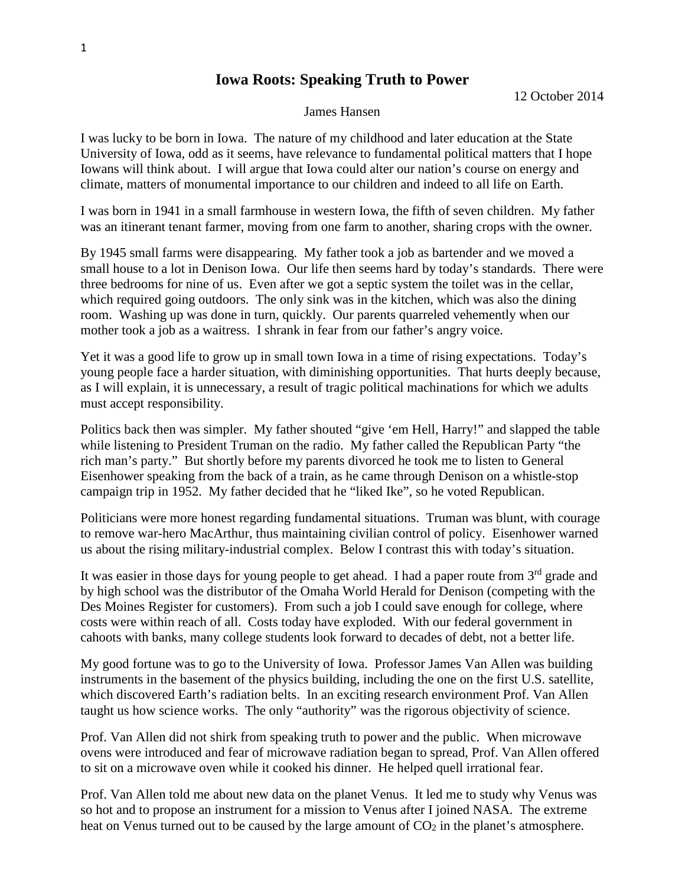# Iowa Roots: Speaking Truth to Power

12 October 2014

James Hansen

I was lucky to be born in Iowa. The nature of my childhood and later education at the State University of Iowa, odd as it seems, have relevance to fundamental political matters that I hope Iowans will think about. I will argue that Iowa could alter our nation's course on energy and climate, matters of monumental importance to our children and indeed to all life on Earth.

I was born in 1941 in a small farmhouse in western Iowa, the fifth of seven children. My father was an itinerant tenant farmer, moving from one farm to another, sharing crops with the owner.

By 1945 small farms were disappearing. My father took a job as bartender and we moved a small house to a lot in Denison Iowa. Our life then seems hard by today's standards. There were three bedrooms for nine of us. Even after we got a septic system the toilet was in the cellar, which required going outdoors. The only sink was in the kitchen, which was also the dining room. Washing up was done in turn, quickly. Our parents quarreled vehemently when our mother took a job as a waitress. I shrank in fear from our father's angry voice.

Yet it was a good life to grow up in small town Iowa in a time of rising expectations. Today's young people face a harder situation, with diminishing opportunities. That hurts deeply because, as I will explain, it is unnecessary, a result of tragic political machinations for which we adults must accept responsibility.

Politics back then was simpler. My father shouted "give 'em Hell, Harry!" and slapped the table while listening to President Truman on the radio. My father called the Republican Party "the rich man's party." But shortly before my parents divorced he took me to listen to General Eisenhower speaking from the back of a train, as he came through Denison on a whistle-stop campaign trip in 1952. My father decided that he "liked Ike", so he voted Republican.

Politicians were more honest regarding fundamental situations. Truman was blunt, with courage to remove war-hero MacArthur, thus maintaining civilian control of policy. Eisenhower warned us about the rising military-industrial complex. Below I contrast this with today's situation.

It was easier in those days for young people to get ahead. I had a paper route from 3rd grade and by high school was the distributor of the Omaha World Herald for Denison (competing with the Des Moines Register for customers). From such a job I could save enough for college, where costs were within reach of all. Costs today have exploded. With our federal government in cahoots with banks, many college students look forward to decades of debt, not a better life.

My good fortune was to go to the University of Iowa. Professor James Van Allen was building instruments in the basement of the physics building, including the one on the first U.S. satellite, which discovered Earth's radiation belts. In an exciting research environment Prof. Van Allen taught us how science works. The only "authority" was the rigorous objectivity of science.

Prof. Van Allen did not shirk from speaking truth to power and the public. When microwave ovens were introduced and fear of microwave radiation began to spread, Prof. Van Allen offered to sit on a microwave oven while it cooked his dinner. He helped quell irrational fear.

Prof. Van Allen told me about new data on the planet Venus. It led me to study why Venus was so hot and to propose an instrument for a mission to Venus after I joined NASA. The extreme heat on Venus turned out to be caused by the large amount of $CO_2$ in the planet's atmosphere.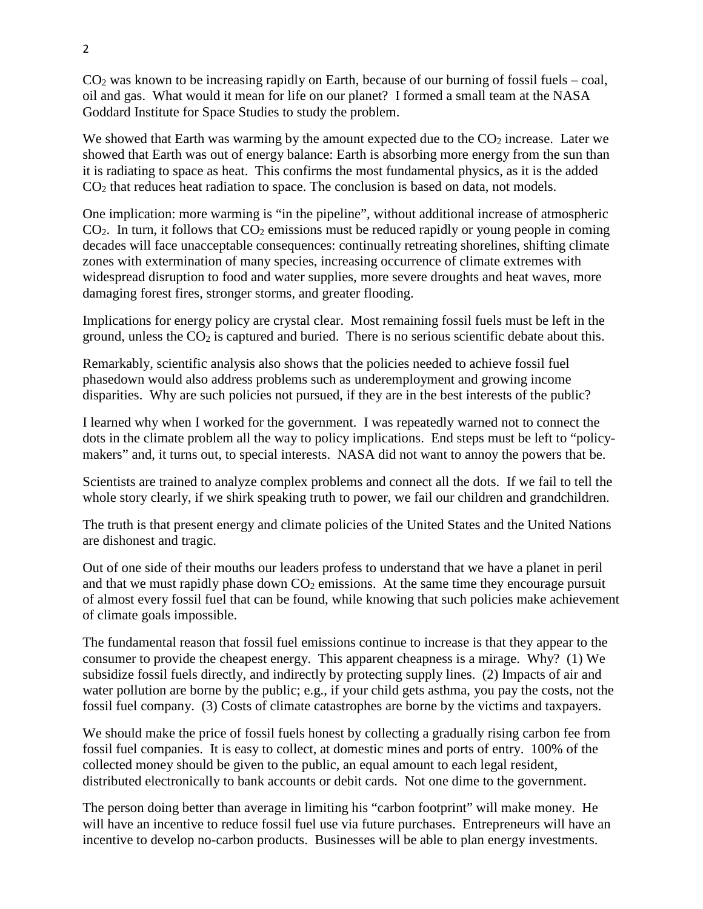$CO_2$ was known to be increasing rapidly on Earth, because of our burning of fossil fuels – coal, oil and gas. What would it mean for life on our planet? I formed a small team at the NASA Goddard Institute for Space Studies to study the problem.

We showed that Earth was warming by the amount expected due to the $CO_2$ increase. Later we showed that Earth was out of energy balance: Earth is absorbing more energy from the sun than it is radiating to space as heat. This confirms the most fundamental physics, as it is the added $CO_2$ that reduces heat radiation to space. The conclusion is based on data, not models.

One implication: more warming is "in the pipeline", without additional increase of atmospheric $CO_2$. In turn, it follows that $CO_2$ emissions must be reduced rapidly or young people in coming decades will face unacceptable consequences: continually retreating shorelines, shifting climate zones with extermination of many species, increasing occurrence of climate extremes with widespread disruption to food and water supplies, more severe droughts and heat waves, more damaging forest fires, stronger storms, and greater flooding.

Implications for energy policy are crystal clear. Most remaining fossil fuels must be left in the ground, unless the $CO_2$ is captured and buried. There is no serious scientific debate about this.

Remarkably, scientific analysis also shows that the policies needed to achieve fossil fuel phasedown would also address problems such as underemployment and growing income disparities. Why are such policies not pursued, if they are in the best interests of the public?

I learned why when I worked for the government. I was repeatedly warned not to connect the dots in the climate problem all the way to policy implications. End steps must be left to "policy-makers" and, it turns out, to special interests. NASA did not want to annoy the powers that be.

Scientists are trained to analyze complex problems and connect all the dots. If we fail to tell the whole story clearly, if we shirk speaking truth to power, we fail our children and grandchildren.

The truth is that present energy and climate policies of the United States and the United Nations are dishonest and tragic.

Out of one side of their mouths our leaders profess to understand that we have a planet in peril and that we must rapidly phase down $CO_2$ emissions. At the same time they encourage pursuit of almost every fossil fuel that can be found, while knowing that such policies make achievement of climate goals impossible.

The fundamental reason that fossil fuel emissions continue to increase is that they appear to the consumer to provide the cheapest energy. This apparent cheapness is a mirage. Why? (1) We subsidize fossil fuels directly, and indirectly by protecting supply lines. (2) Impacts of air and water pollution are borne by the public; e.g., if your child gets asthma, you pay the costs, not the fossil fuel company. (3) Costs of climate catastrophes are borne by the victims and taxpayers.

We should make the price of fossil fuels honest by collecting a gradually rising carbon fee from fossil fuel companies. It is easy to collect, at domestic mines and ports of entry. 100% of the collected money should be given to the public, an equal amount to each legal resident, distributed electronically to bank accounts or debit cards. Not one dime to the government.

The person doing better than average in limiting his "carbon footprint" will make money. He will have an incentive to reduce fossil fuel use via future purchases. Entrepreneurs will have an incentive to develop no-carbon products. Businesses will be able to plan energy investments.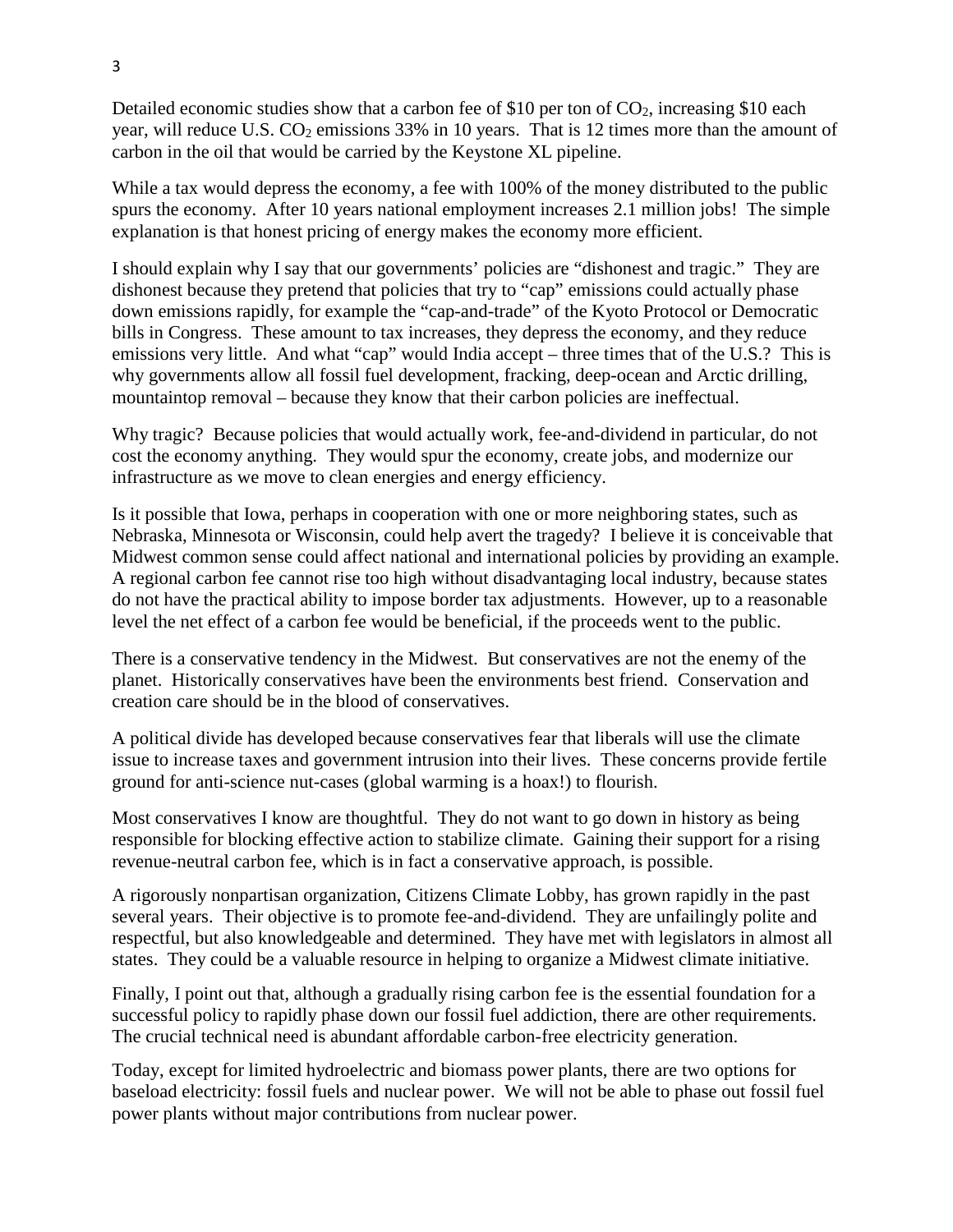Detailed economic studies show that a carbon fee of \$10 per ton of $CO_2$, increasing \$10 each year, will reduce U.S. $CO_2$ emissions 33% in 10 years. That is 12 times more than the amount of carbon in the oil that would be carried by the Keystone XL pipeline.

While a tax would depress the economy, a fee with 100% of the money distributed to the public spurs the economy. After 10 years national employment increases 2.1 million jobs! The simple explanation is that honest pricing of energy makes the economy more efficient.

I should explain why I say that our governments' policies are "dishonest and tragic." They are dishonest because they pretend that policies that try to "cap" emissions could actually phase down emissions rapidly, for example the "cap-and-trade" of the Kyoto Protocol or Democratic bills in Congress. These amount to tax increases, they depress the economy, and they reduce emissions very little. And what "cap" would India accept – three times that of the U.S.? This is why governments allow all fossil fuel development, fracking, deep-ocean and Arctic drilling, mountaintop removal – because they know that their carbon policies are ineffectual.

Why tragic? Because policies that would actually work, fee-and-dividend in particular, do not cost the economy anything. They would spur the economy, create jobs, and modernize our infrastructure as we move to clean energies and energy efficiency.

Is it possible that Iowa, perhaps in cooperation with one or more neighboring states, such as Nebraska, Minnesota or Wisconsin, could help avert the tragedy? I believe it is conceivable that Midwest common sense could affect national and international policies by providing an example. A regional carbon fee cannot rise too high without disadvantaging local industry, because states do not have the practical ability to impose border tax adjustments. However, up to a reasonable level the net effect of a carbon fee would be beneficial, if the proceeds went to the public.

There is a conservative tendency in the Midwest. But conservatives are not the enemy of the planet. Historically conservatives have been the environments best friend. Conservation and creation care should be in the blood of conservatives.

A political divide has developed because conservatives fear that liberals will use the climate issue to increase taxes and government intrusion into their lives. These concerns provide fertile ground for anti-science nut-cases (global warming is a hoax!) to flourish.

Most conservatives I know are thoughtful. They do not want to go down in history as being responsible for blocking effective action to stabilize climate. Gaining their support for a rising revenue-neutral carbon fee, which is in fact a conservative approach, is possible.

A rigorously nonpartisan organization, Citizens Climate Lobby, has grown rapidly in the past several years. Their objective is to promote fee-and-dividend. They are unfailingly polite and respectful, but also knowledgeable and determined. They have met with legislators in almost all states. They could be a valuable resource in helping to organize a Midwest climate initiative.

Finally, I point out that, although a gradually rising carbon fee is the essential foundation for a successful policy to rapidly phase down our fossil fuel addiction, there are other requirements. The crucial technical need is abundant affordable carbon-free electricity generation.

Today, except for limited hydroelectric and biomass power plants, there are two options for baseload electricity: fossil fuels and nuclear power. We will not be able to phase out fossil fuel power plants without major contributions from nuclear power.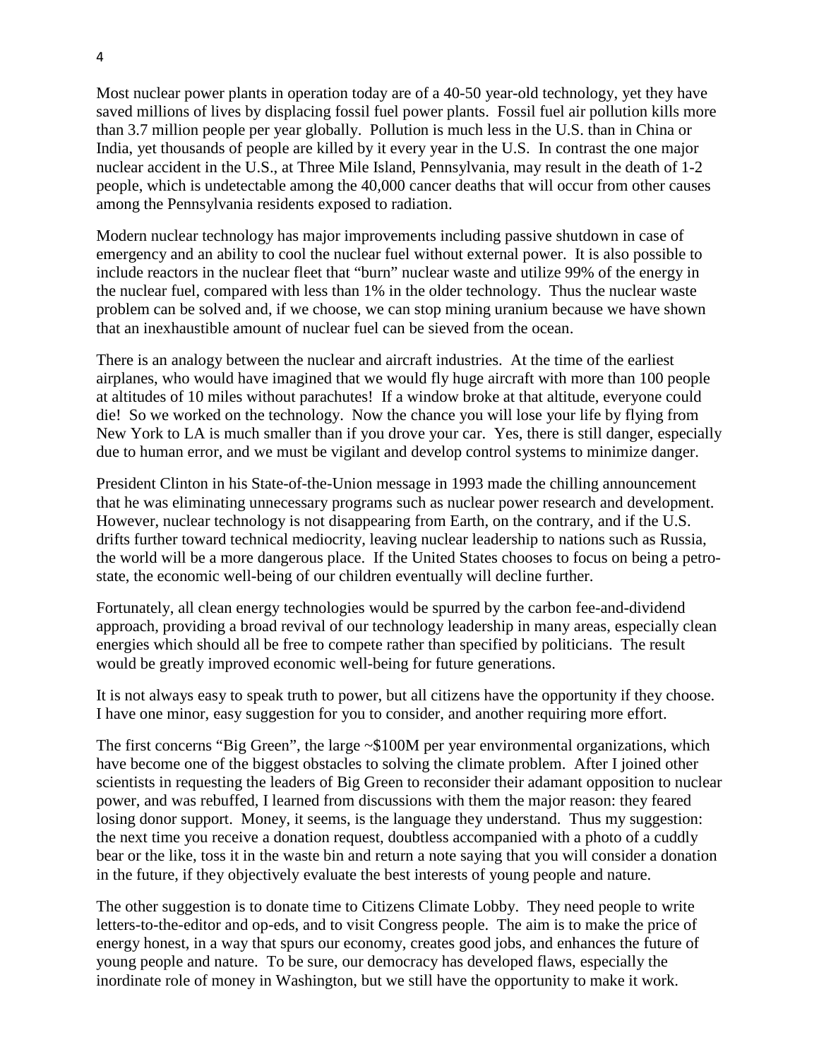Most nuclear power plants in operation today are of a 40-50 year-old technology, yet they have saved millions of lives by displacing fossil fuel power plants. Fossil fuel air pollution kills more than 3.7 million people per year globally. Pollution is much less in the U.S. than in China or India, yet thousands of people are killed by it every year in the U.S. In contrast the one major nuclear accident in the U.S., at Three Mile Island, Pennsylvania, may result in the death of 1-2 people, which is undetectable among the 40,000 cancer deaths that will occur from other causes among the Pennsylvania residents exposed to radiation.

Modern nuclear technology has major improvements including passive shutdown in case of emergency and an ability to cool the nuclear fuel without external power. It is also possible to include reactors in the nuclear fleet that "burn" nuclear waste and utilize 99% of the energy in the nuclear fuel, compared with less than 1% in the older technology. Thus the nuclear waste problem can be solved and, if we choose, we can stop mining uranium because we have shown that an inexhaustible amount of nuclear fuel can be sieved from the ocean.

There is an analogy between the nuclear and aircraft industries. At the time of the earliest airplanes, who would have imagined that we would fly huge aircraft with more than 100 people at altitudes of 10 miles without parachutes! If a window broke at that altitude, everyone could die! So we worked on the technology. Now the chance you will lose your life by flying from New York to LA is much smaller than if you drove your car. Yes, there is still danger, especially due to human error, and we must be vigilant and develop control systems to minimize danger.

President Clinton in his State-of-the-Union message in 1993 made the chilling announcement that he was eliminating unnecessary programs such as nuclear power research and development. However, nuclear technology is not disappearing from Earth, on the contrary, and if the U.S. drifts further toward technical mediocrity, leaving nuclear leadership to nations such as Russia, the world will be a more dangerous place. If the United States chooses to focus on being a petro-state, the economic well-being of our children eventually will decline further.

Fortunately, all clean energy technologies would be spurred by the carbon fee-and-dividend approach, providing a broad revival of our technology leadership in many areas, especially clean energies which should all be free to compete rather than specified by politicians. The result would be greatly improved economic well-being for future generations.

It is not always easy to speak truth to power, but all citizens have the opportunity if they choose. I have one minor, easy suggestion for you to consider, and another requiring more effort.

The first concerns "Big Green", the large ~\$100M per year environmental organizations, which have become one of the biggest obstacles to solving the climate problem. After I joined other scientists in requesting the leaders of Big Green to reconsider their adamant opposition to nuclear power, and was rebuffed, I learned from discussions with them the major reason: they feared losing donor support. Money, it seems, is the language they understand. Thus my suggestion: the next time you receive a donation request, doubtless accompanied with a photo of a cuddly bear or the like, toss it in the waste bin and return a note saying that you will consider a donation in the future, if they objectively evaluate the best interests of young people and nature.

The other suggestion is to donate time to Citizens Climate Lobby. They need people to write letters-to-the-editor and op-eds, and to visit Congress people. The aim is to make the price of energy honest, in a way that spurs our economy, creates good jobs, and enhances the future of young people and nature. To be sure, our democracy has developed flaws, especially the inordinate role of money in Washington, but we still have the opportunity to make it work.